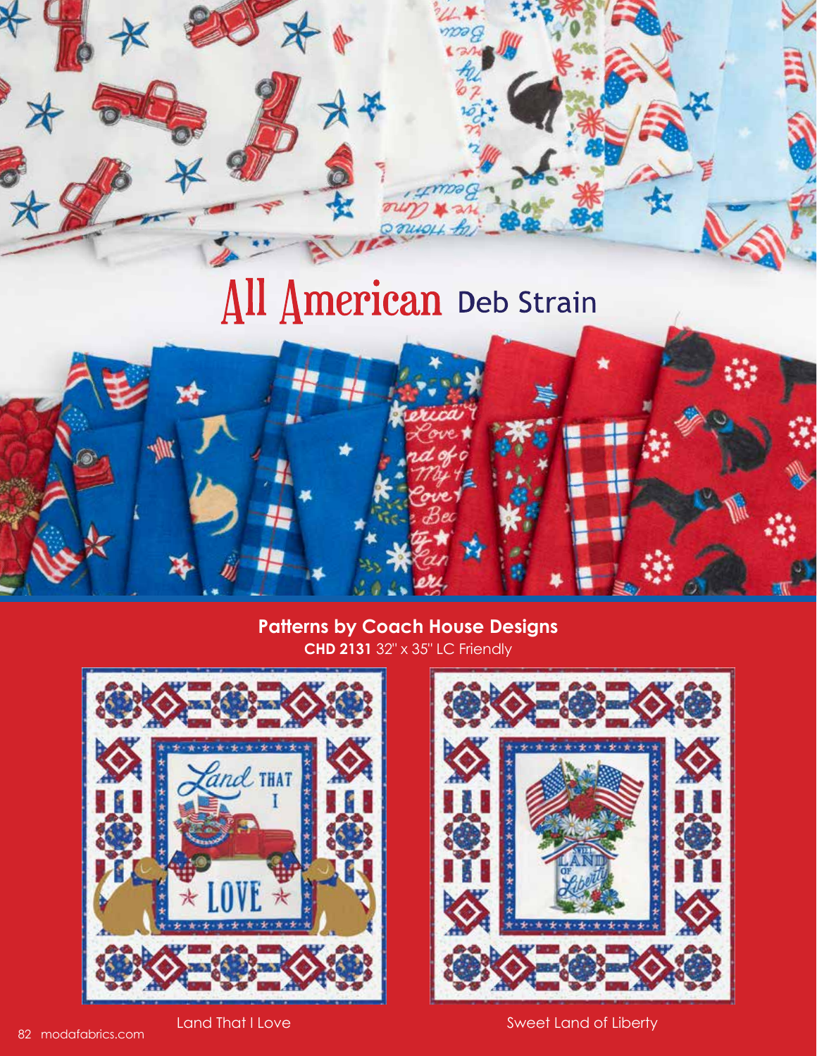# All American Deb Strain

**Patterns by Coach House Designs**

**CHD 2131** 32" x 35" LC Friendly

Land That I Love

Sweet Land of Liberty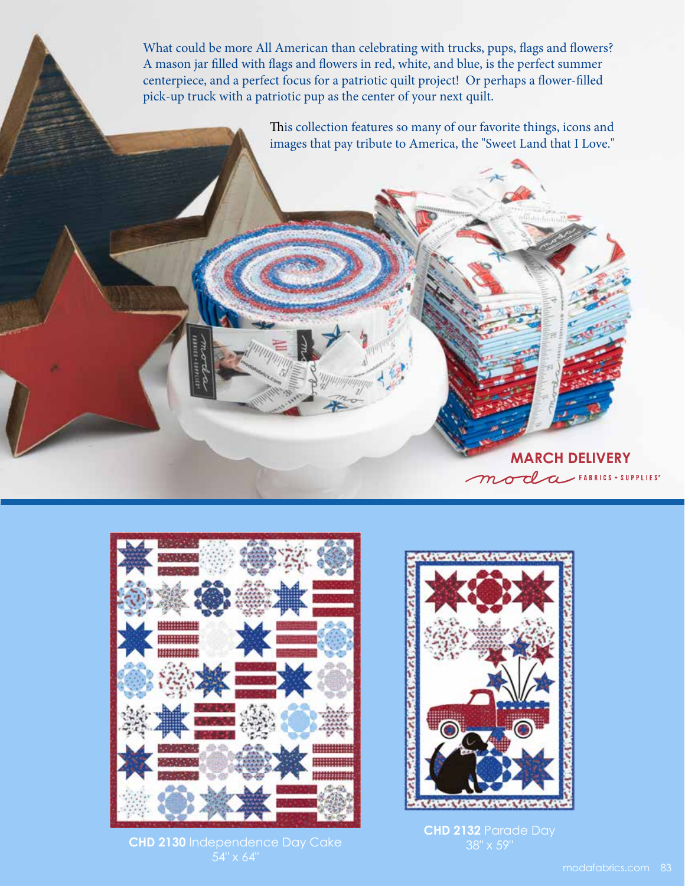What could be more All American than celebrating with trucks, pups, flags and flowers? A mason jar filled with flags and flowers in red, white, and blue, is the perfect summer centerpiece, and a perfect focus for a patriotic quilt project! Or perhaps a flower-filled pick-up truck with a patriotic pup as the center of your next quilt.

This collection features so many of our favorite things, icons and images that pay tribute to America, the "Sweet Land that I Love."

**MARCH DELIVERY**

moda FABRICS + SUPPLIES®

**CHD 2130** Independence Day Cake
54" x 64"

**CHD 2132** Parade Day
38" x 59"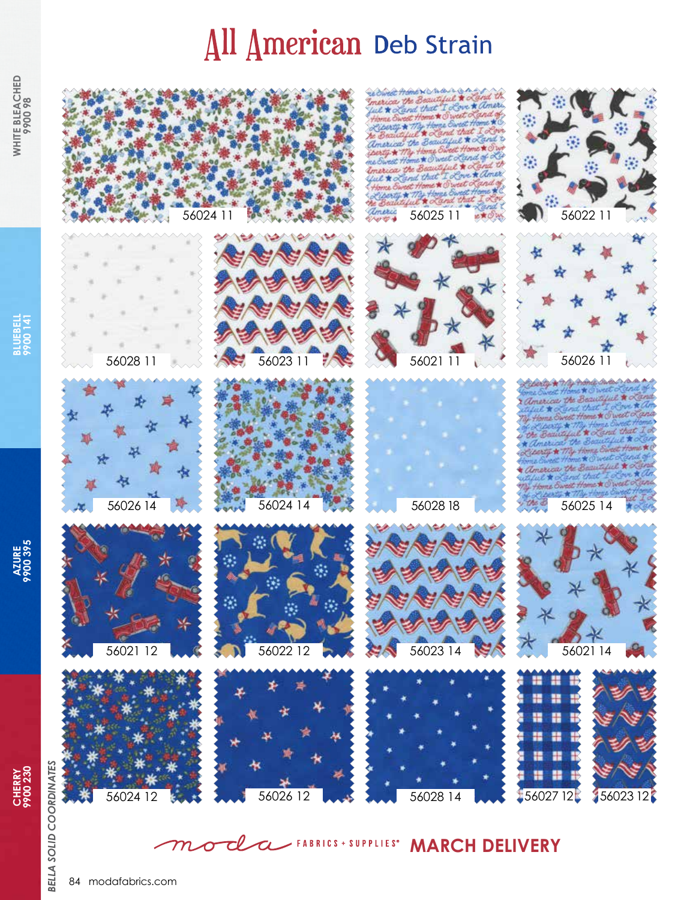# All American Deb Strain

WHITE BLEACHED 9900 98

BLUEBELL 9900 141

AZURE 9900 395

CHERRY 9900 230

*BELLA SOLID COORDINATES*

56024 11

56025 11

56022 11

56028 11

56023 11

56021 11

56026 11

56026 14

56024 14

56028 18

56025 14

56021 12

56022 12

56023 14

56021 14

56024 12

56026 12

56028 14

56027 12

56023 12

moda FABRICS + SUPPLIES® **MARCH DELIVERY**

modafabrics.com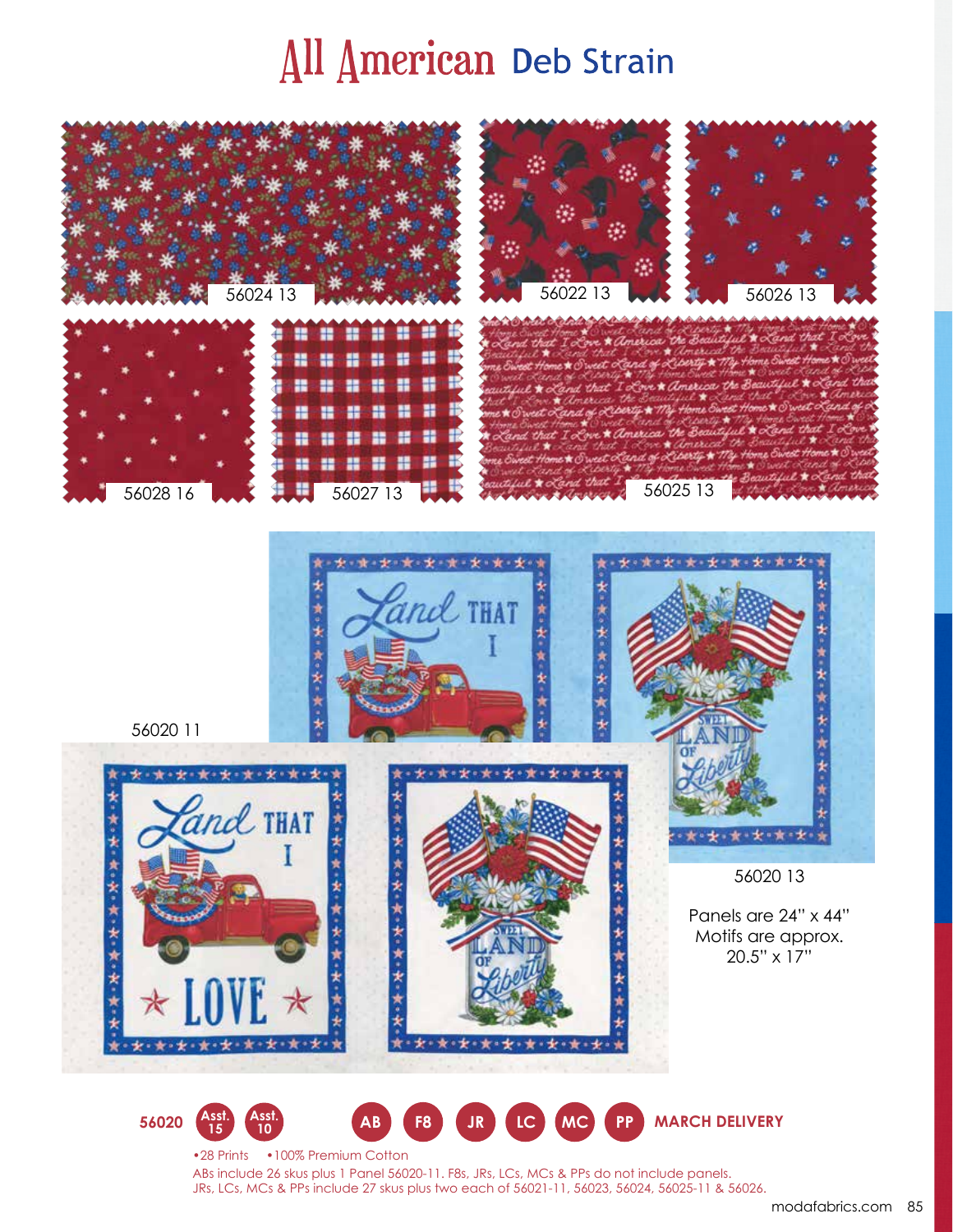# All American Deb Strain

56024 13

56022 13

56026 13

56028 16

56027 13

56025 13

56020 11

56020 13

Panels are 24" x 44"
Motifs are approx.
20.5" x 17"

**56020** Asst. 15 Asst. 10 AB F8 JR LC MC PP **MARCH DELIVERY**

•28 Prints •100% Premium Cotton

ABs include 26 skus plus 1 Panel 56020-11. F8s, JRs, LCs, MCs & PPs do not include panels.
JRs, LCs, MCs & PPs include 27 skus plus two each of 56021-11, 56023, 56024, 56025-11 & 56026.

modafabrics.com